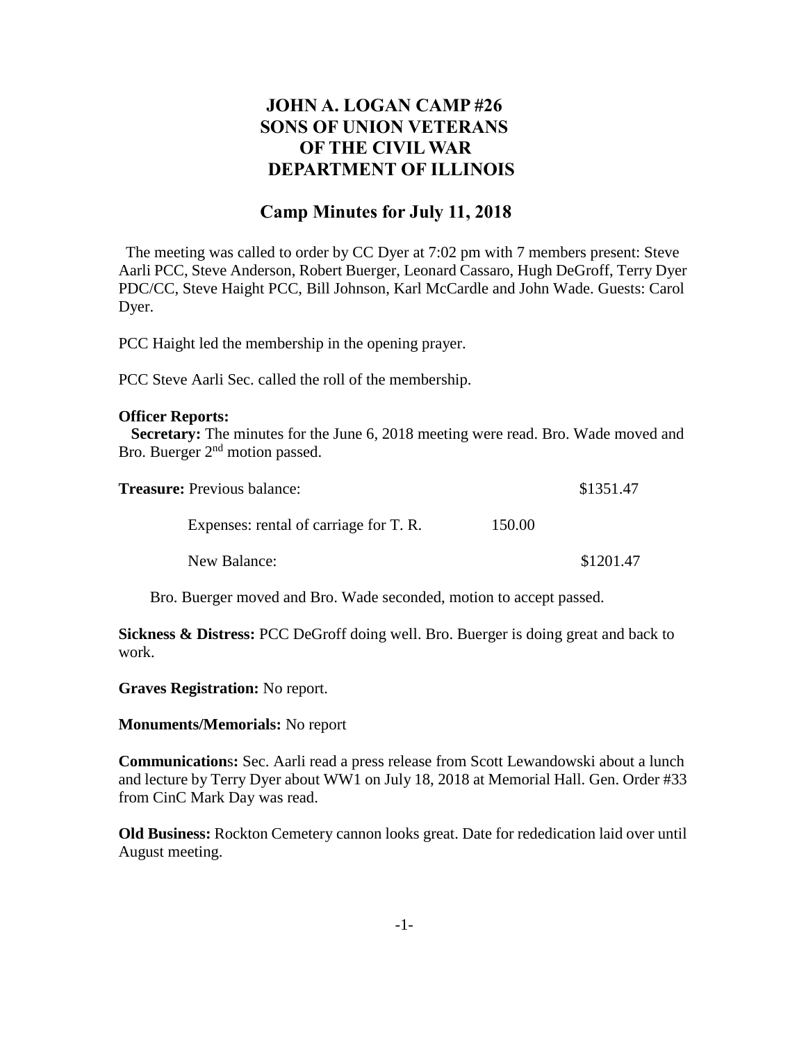# JOHN A. LOGAN CAMP #26
# SONS OF UNION VETERANS
# OF THE CIVIL WAR
# DEPARTMENT OF ILLINOIS

## Camp Minutes for July 11, 2018

The meeting was called to order by CC Dyer at 7:02 pm with 7 members present: Steve Aarli PCC, Steve Anderson, Robert Buerger, Leonard Cassaro, Hugh DeGroff, Terry Dyer PDC/CC, Steve Haight PCC, Bill Johnson, Karl McCardle and John Wade. Guests: Carol Dyer.

PCC Haight led the membership in the opening prayer.

PCC Steve Aarli Sec. called the roll of the membership.

**Officer Reports:**

**Secretary:** The minutes for the June 6, 2018 meeting were read. Bro. Wade moved and Bro. Buerger 2nd motion passed.

| **Treasure:** Previous balance: | | $1351.47 |
|---|---|---|
| Expenses: rental of carriage for T. R. | 150.00 | |
| New Balance: | | $1201.47 |

Bro. Buerger moved and Bro. Wade seconded, motion to accept passed.

**Sickness & Distress:** PCC DeGroff doing well. Bro. Buerger is doing great and back to work.

**Graves Registration:** No report.

**Monuments/Memorials:** No report

**Communications:** Sec. Aarli read a press release from Scott Lewandowski about a lunch and lecture by Terry Dyer about WW1 on July 18, 2018 at Memorial Hall. Gen. Order #33 from CinC Mark Day was read.

**Old Business:** Rockton Cemetery cannon looks great. Date for rededication laid over until August meeting.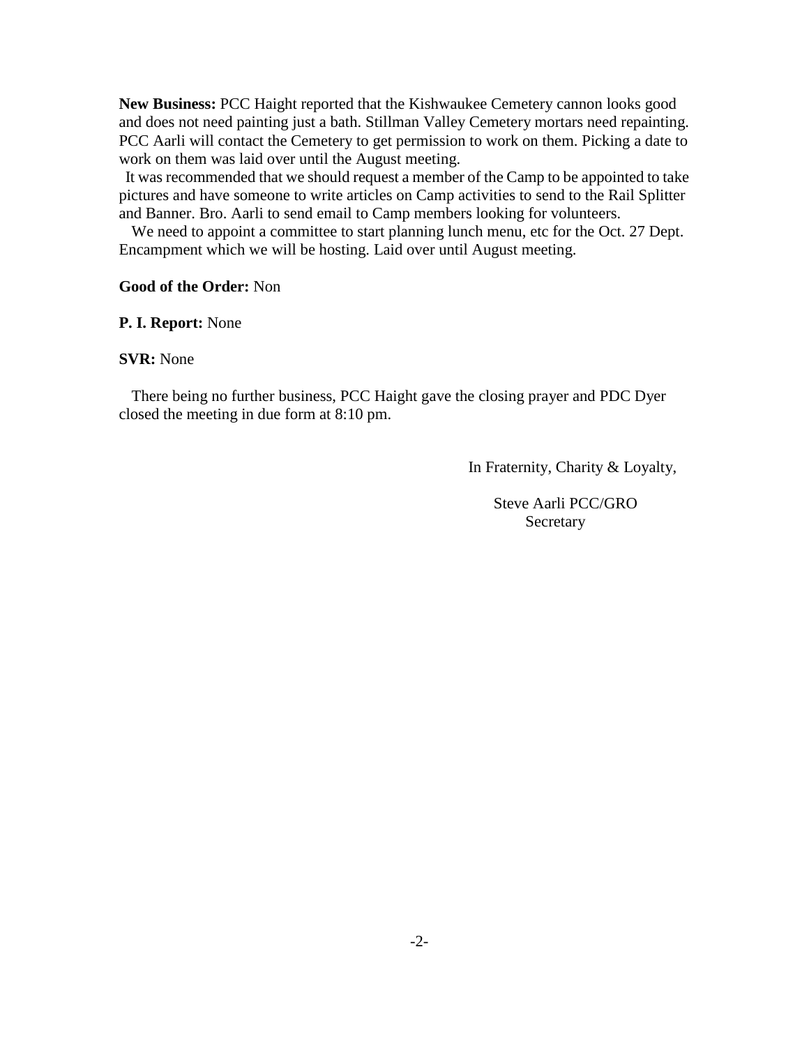**New Business:** PCC Haight reported that the Kishwaukee Cemetery cannon looks good and does not need painting just a bath. Stillman Valley Cemetery mortars need repainting. PCC Aarli will contact the Cemetery to get permission to work on them. Picking a date to work on them was laid over until the August meeting.

It was recommended that we should request a member of the Camp to be appointed to take pictures and have someone to write articles on Camp activities to send to the Rail Splitter and Banner. Bro. Aarli to send email to Camp members looking for volunteers.

We need to appoint a committee to start planning lunch menu, etc for the Oct. 27 Dept. Encampment which we will be hosting. Laid over until August meeting.

**Good of the Order:** Non

**P. I. Report:** None

**SVR:** None

There being no further business, PCC Haight gave the closing prayer and PDC Dyer closed the meeting in due form at 8:10 pm.

In Fraternity, Charity & Loyalty,

Steve Aarli PCC/GRO
Secretary